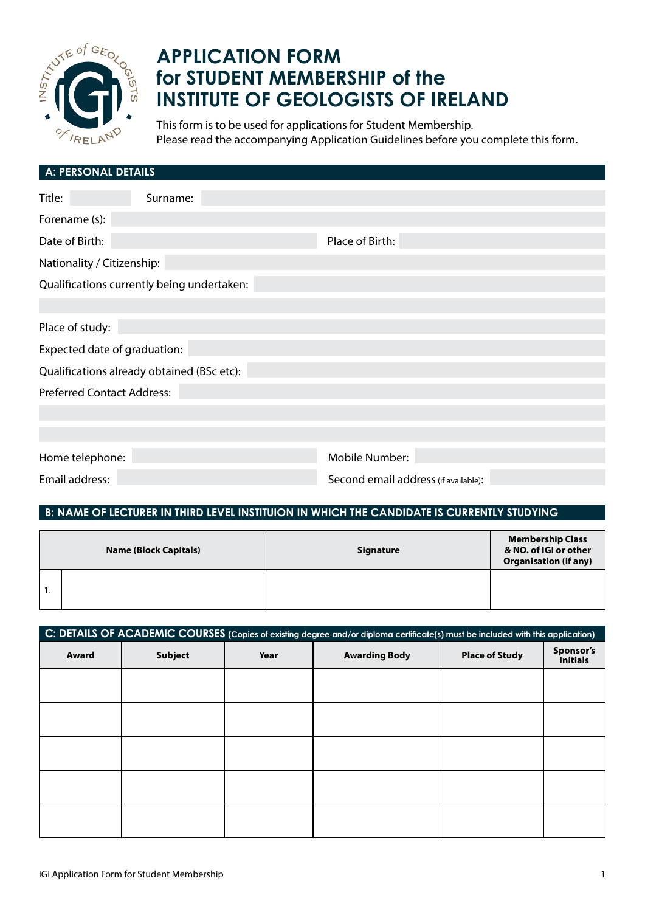# APPLICATION FORM for STUDENT MEMBERSHIP of the INSTITUTE OF GEOLOGISTS OF IRELAND

This form is to be used for applications for Student Membership.
Please read the accompanying Application Guidelines before you complete this form.

## A: PERSONAL DETAILS

Title: _______ Surname: _______

Forename (s): _______

Date of Birth: _______ Place of Birth: _______

Nationality / Citizenship: _______

Qualifications currently being undertaken: _______

_______

Place of study: _______

Expected date of graduation: _______

Qualifications already obtained (BSc etc): _______

Preferred Contact Address: _______

_______

_______

Home telephone: _______ Mobile Number: _______

Email address: _______ Second email address (if available): _______

## B: NAME OF LECTURER IN THIRD LEVEL INSTITUION IN WHICH THE CANDIDATE IS CURRENTLY STUDYING

| | Name (Block Capitals) | Signature | Membership Class & NO. of IGI or other Organisation (if any) |
|---|---|---|---|
| 1. | | | |

## C: DETAILS OF ACADEMIC COURSES (Copies of existing degree and/or diploma certificate(s) must be included with this application)

| Award | Subject | Year | Awarding Body | Place of Study | Sponsor's Initials |
|---|---|---|---|---|---|
| | | | | | |
| | | | | | |
| | | | | | |
| | | | | | |
| | | | | | |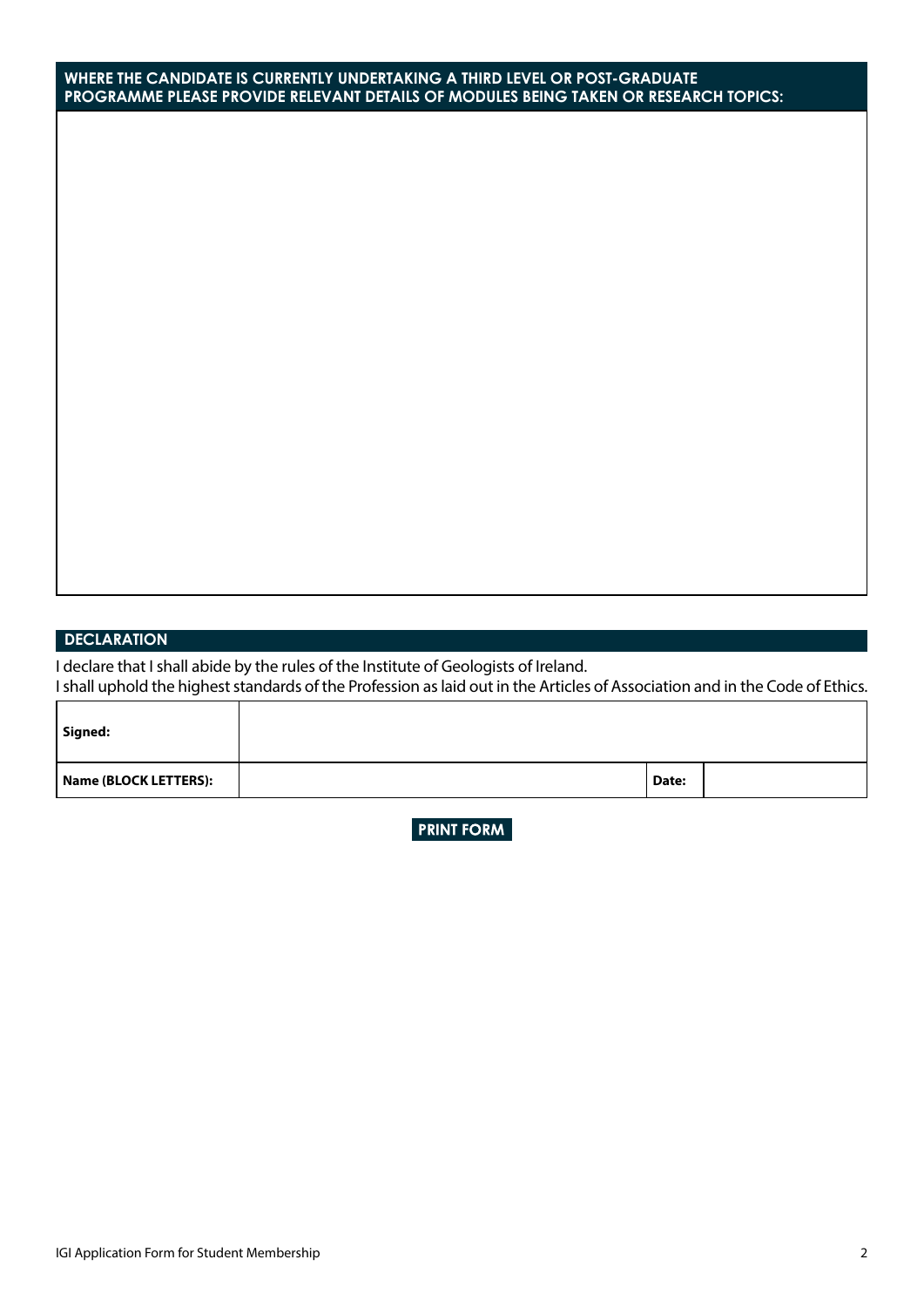## WHERE THE CANDIDATE IS CURRENTLY UNDERTAKING A THIRD LEVEL OR POST-GRADUATE PROGRAMME PLEASE PROVIDE RELEVANT DETAILS OF MODULES BEING TAKEN OR RESEARCH TOPICS:

## DECLARATION

I declare that I shall abide by the rules of the Institute of Geologists of Ireland.
I shall uphold the highest standards of the Profession as laid out in the Articles of Association and in the Code of Ethics.

| **Signed:** | | | |
|---|---|---|---|
| **Name (BLOCK LETTERS):** | | **Date:** | |

**PRINT FORM**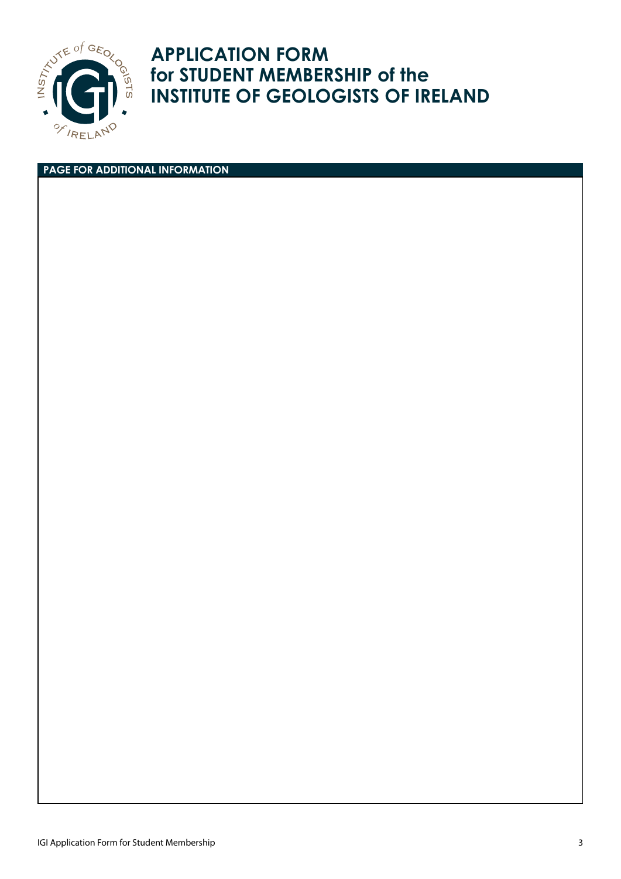# APPLICATION FORM for STUDENT MEMBERSHIP of the INSTITUTE OF GEOLOGISTS OF IRELAND

**PAGE FOR ADDITIONAL INFORMATION**